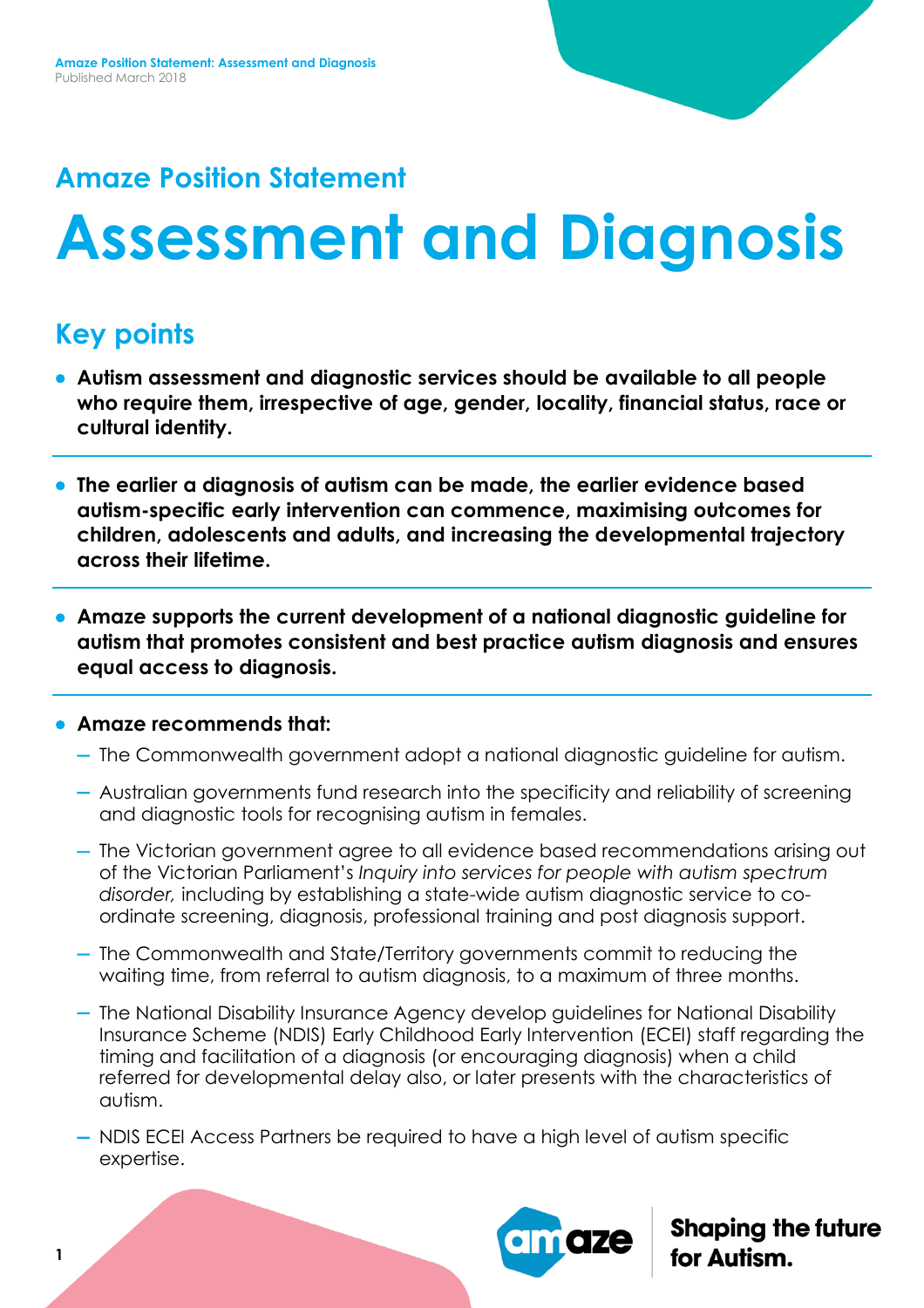## Amaze Position Statement

# Assessment and Diagnosis

## Key points

- **Autism assessment and diagnostic services should be available to all people who require them, irrespective of age, gender, locality, financial status, race or cultural identity.**

- **The earlier a diagnosis of autism can be made, the earlier evidence based autism-specific early intervention can commence, maximising outcomes for children, adolescents and adults, and increasing the developmental trajectory across their lifetime.**

- **Amaze supports the current development of a national diagnostic guideline for autism that promotes consistent and best practice autism diagnosis and ensures equal access to diagnosis.**

- **Amaze recommends that:**
  - The Commonwealth government adopt a national diagnostic guideline for autism.
  - Australian governments fund research into the specificity and reliability of screening and diagnostic tools for recognising autism in females.
  - The Victorian government agree to all evidence based recommendations arising out of the Victorian Parliament's *Inquiry into services for people with autism spectrum disorder,* including by establishing a state-wide autism diagnostic service to co-ordinate screening, diagnosis, professional training and post diagnosis support.
  - The Commonwealth and State/Territory governments commit to reducing the waiting time, from referral to autism diagnosis, to a maximum of three months.
  - The National Disability Insurance Agency develop guidelines for National Disability Insurance Scheme (NDIS) Early Childhood Early Intervention (ECEI) staff regarding the timing and facilitation of a diagnosis (or encouraging diagnosis) when a child referred for developmental delay also, or later presents with the characteristics of autism.
  - NDIS ECEI Access Partners be required to have a high level of autism specific expertise.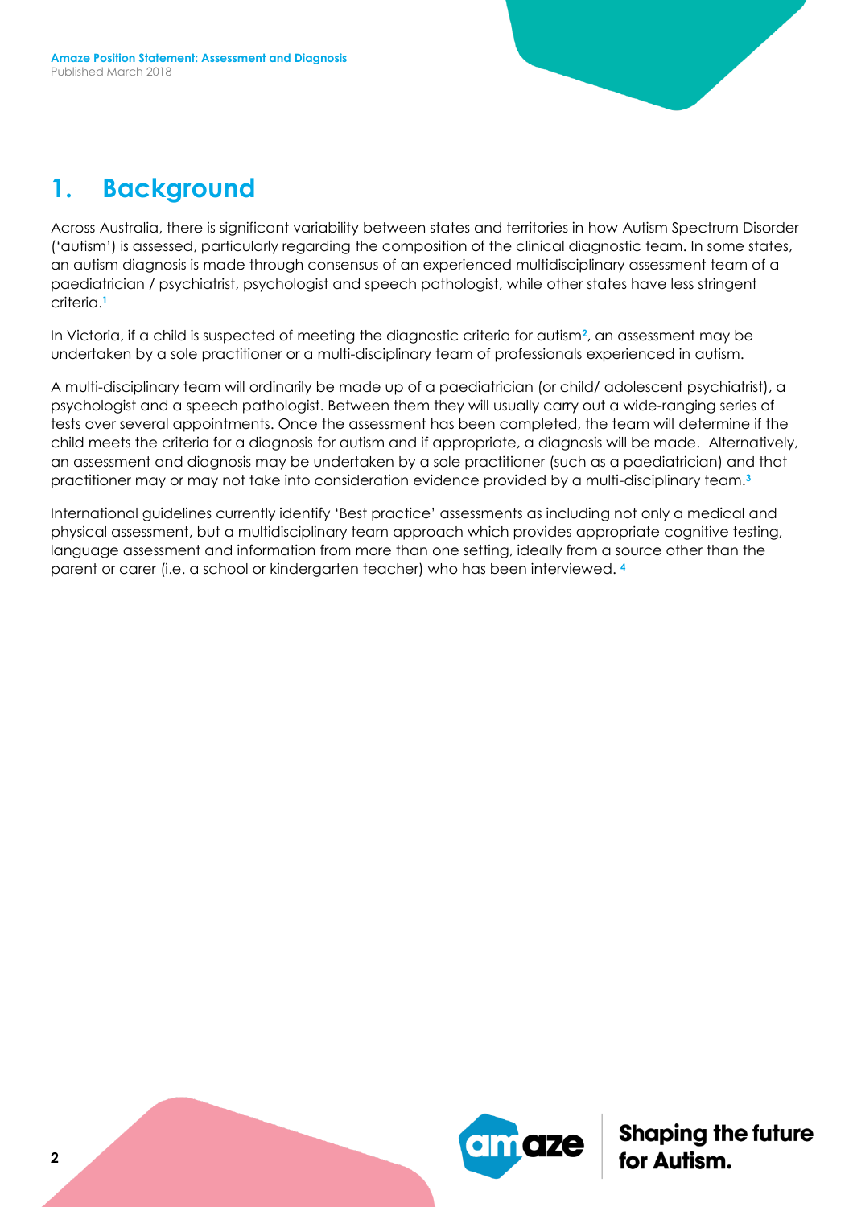# 1. Background

Across Australia, there is significant variability between states and territories in how Autism Spectrum Disorder ('autism') is assessed, particularly regarding the composition of the clinical diagnostic team. In some states, an autism diagnosis is made through consensus of an experienced multidisciplinary assessment team of a paediatrician / psychiatrist, psychologist and speech pathologist, while other states have less stringent criteria.[1]

In Victoria, if a child is suspected of meeting the diagnostic criteria for autism[2], an assessment may be undertaken by a sole practitioner or a multi-disciplinary team of professionals experienced in autism.

A multi-disciplinary team will ordinarily be made up of a paediatrician (or child/ adolescent psychiatrist), a psychologist and a speech pathologist. Between them they will usually carry out a wide-ranging series of tests over several appointments. Once the assessment has been completed, the team will determine if the child meets the criteria for a diagnosis for autism and if appropriate, a diagnosis will be made. Alternatively, an assessment and diagnosis may be undertaken by a sole practitioner (such as a paediatrician) and that practitioner may or may not take into consideration evidence provided by a multi-disciplinary team.[3]

International guidelines currently identify 'Best practice' assessments as including not only a medical and physical assessment, but a multidisciplinary team approach which provides appropriate cognitive testing, language assessment and information from more than one setting, ideally from a source other than the parent or carer (i.e. a school or kindergarten teacher) who has been interviewed. [4]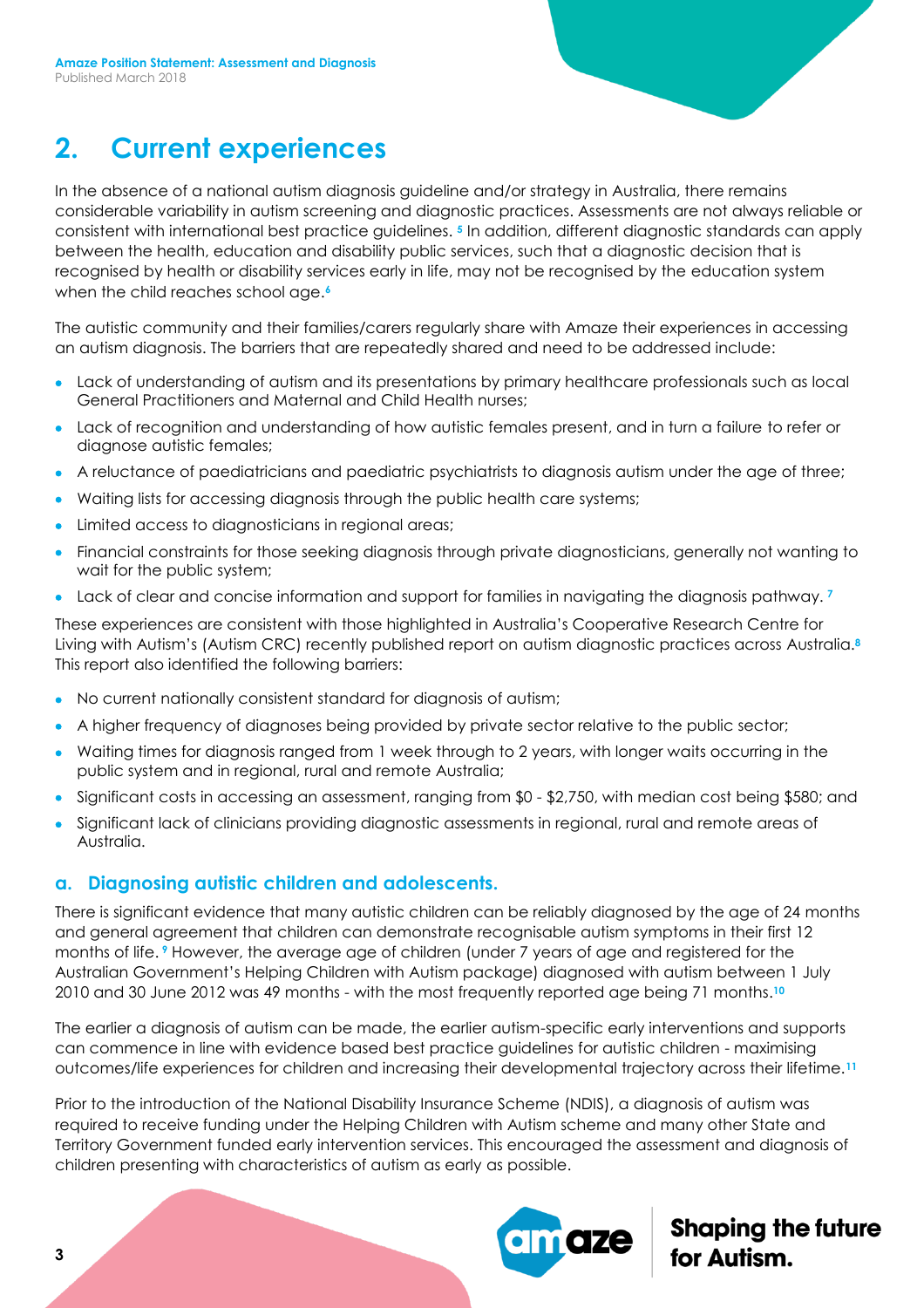## 2. Current experiences

In the absence of a national autism diagnosis guideline and/or strategy in Australia, there remains considerable variability in autism screening and diagnostic practices. Assessments are not always reliable or consistent with international best practice guidelines. [5] In addition, different diagnostic standards can apply between the health, education and disability public services, such that a diagnostic decision that is recognised by health or disability services early in life, may not be recognised by the education system when the child reaches school age.[6]

The autistic community and their families/carers regularly share with Amaze their experiences in accessing an autism diagnosis. The barriers that are repeatedly shared and need to be addressed include:

- Lack of understanding of autism and its presentations by primary healthcare professionals such as local General Practitioners and Maternal and Child Health nurses;
- Lack of recognition and understanding of how autistic females present, and in turn a failure to refer or diagnose autistic females;
- A reluctance of paediatricians and paediatric psychiatrists to diagnosis autism under the age of three;
- Waiting lists for accessing diagnosis through the public health care systems;
- Limited access to diagnosticians in regional areas;
- Financial constraints for those seeking diagnosis through private diagnosticians, generally not wanting to wait for the public system;
- Lack of clear and concise information and support for families in navigating the diagnosis pathway. [7]

These experiences are consistent with those highlighted in Australia's Cooperative Research Centre for Living with Autism's (Autism CRC) recently published report on autism diagnostic practices across Australia.[8] This report also identified the following barriers:

- No current nationally consistent standard for diagnosis of autism;
- A higher frequency of diagnoses being provided by private sector relative to the public sector;
- Waiting times for diagnosis ranged from 1 week through to 2 years, with longer waits occurring in the public system and in regional, rural and remote Australia;
- Significant costs in accessing an assessment, ranging from $0 - $2,750, with median cost being $580; and
- Significant lack of clinicians providing diagnostic assessments in regional, rural and remote areas of Australia.

### a. Diagnosing autistic children and adolescents.

There is significant evidence that many autistic children can be reliably diagnosed by the age of 24 months and general agreement that children can demonstrate recognisable autism symptoms in their first 12 months of life. [9] However, the average age of children (under 7 years of age and registered for the Australian Government's Helping Children with Autism package) diagnosed with autism between 1 July 2010 and 30 June 2012 was 49 months - with the most frequently reported age being 71 months.[10]

The earlier a diagnosis of autism can be made, the earlier autism-specific early interventions and supports can commence in line with evidence based best practice guidelines for autistic children - maximising outcomes/life experiences for children and increasing their developmental trajectory across their lifetime.[11]

Prior to the introduction of the National Disability Insurance Scheme (NDIS), a diagnosis of autism was required to receive funding under the Helping Children with Autism scheme and many other State and Territory Government funded early intervention services. This encouraged the assessment and diagnosis of children presenting with characteristics of autism as early as possible.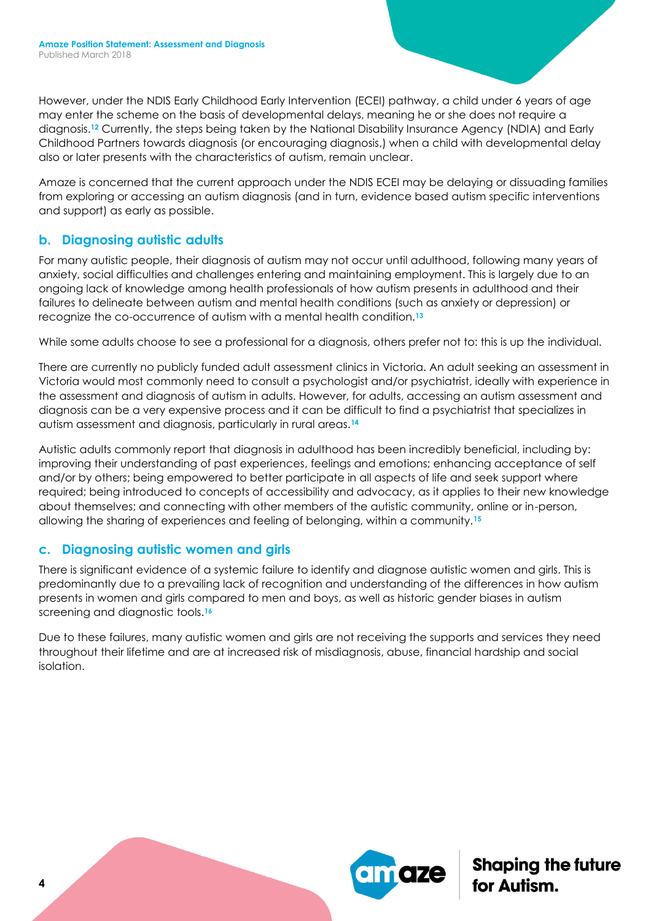However, under the NDIS Early Childhood Early Intervention (ECEI) pathway, a child under 6 years of age may enter the scheme on the basis of developmental delays, meaning he or she does not require a diagnosis.[12] Currently, the steps being taken by the National Disability Insurance Agency (NDIA) and Early Childhood Partners towards diagnosis (or encouraging diagnosis,) when a child with developmental delay also or later presents with the characteristics of autism, remain unclear.

Amaze is concerned that the current approach under the NDIS ECEI may be delaying or dissuading families from exploring or accessing an autism diagnosis (and in turn, evidence based autism specific interventions and support) as early as possible.

## b. Diagnosing autistic adults

For many autistic people, their diagnosis of autism may not occur until adulthood, following many years of anxiety, social difficulties and challenges entering and maintaining employment. This is largely due to an ongoing lack of knowledge among health professionals of how autism presents in adulthood and their failures to delineate between autism and mental health conditions (such as anxiety or depression) or recognize the co-occurrence of autism with a mental health condition.[13]

While some adults choose to see a professional for a diagnosis, others prefer not to: this is up the individual.

There are currently no publicly funded adult assessment clinics in Victoria. An adult seeking an assessment in Victoria would most commonly need to consult a psychologist and/or psychiatrist, ideally with experience in the assessment and diagnosis of autism in adults. However, for adults, accessing an autism assessment and diagnosis can be a very expensive process and it can be difficult to find a psychiatrist that specializes in autism assessment and diagnosis, particularly in rural areas.[14]

Autistic adults commonly report that diagnosis in adulthood has been incredibly beneficial, including by: improving their understanding of past experiences, feelings and emotions; enhancing acceptance of self and/or by others; being empowered to better participate in all aspects of life and seek support where required; being introduced to concepts of accessibility and advocacy, as it applies to their new knowledge about themselves; and connecting with other members of the autistic community, online or in-person, allowing the sharing of experiences and feeling of belonging, within a community.[15]

## c. Diagnosing autistic women and girls

There is significant evidence of a systemic failure to identify and diagnose autistic women and girls. This is predominantly due to a prevailing lack of recognition and understanding of the differences in how autism presents in women and girls compared to men and boys, as well as historic gender biases in autism screening and diagnostic tools.[16]

Due to these failures, many autistic women and girls are not receiving the supports and services they need throughout their lifetime and are at increased risk of misdiagnosis, abuse, financial hardship and social isolation.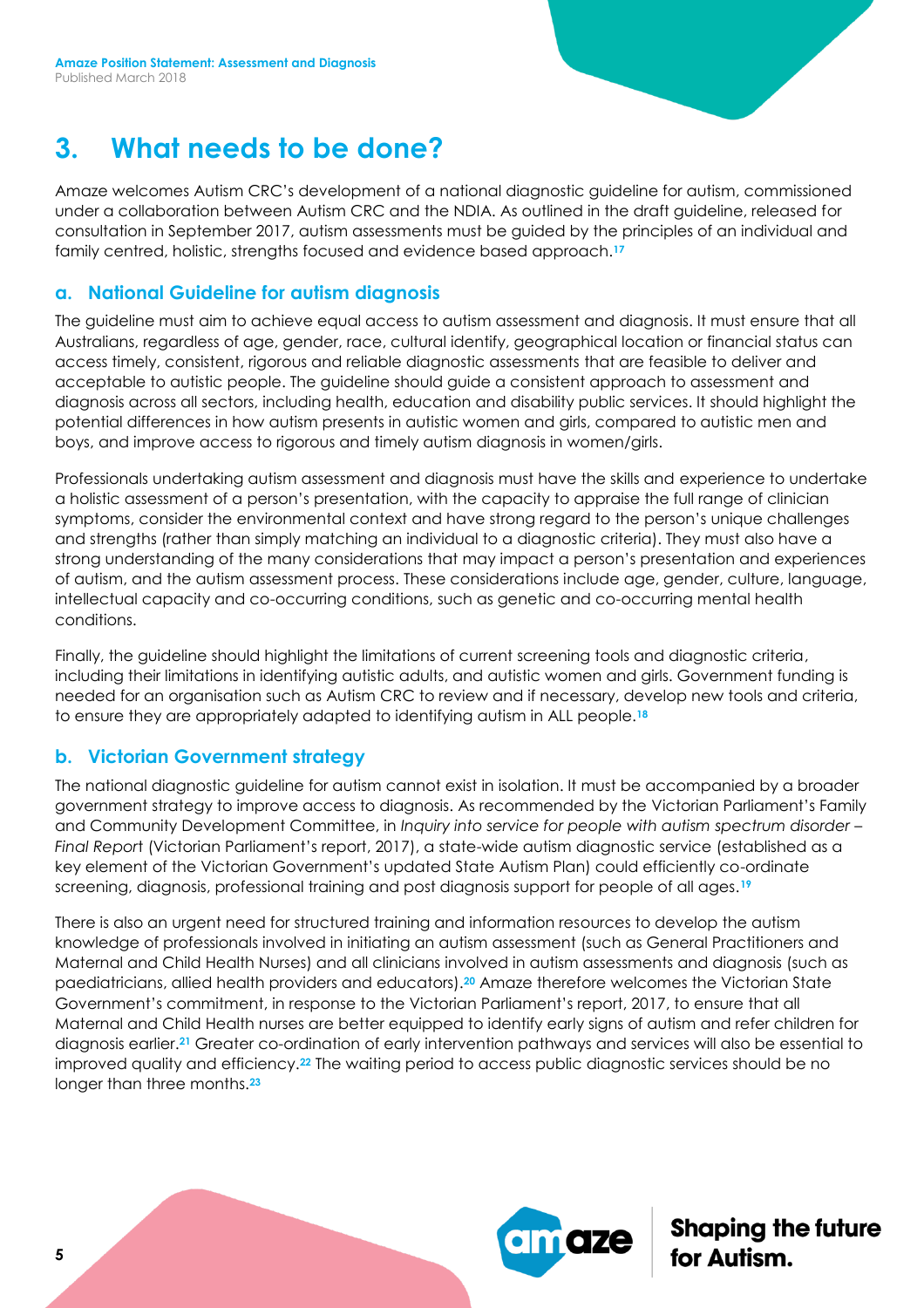## 3. What needs to be done?

Amaze welcomes Autism CRC's development of a national diagnostic guideline for autism, commissioned under a collaboration between Autism CRC and the NDIA. As outlined in the draft guideline, released for consultation in September 2017, autism assessments must be guided by the principles of an individual and family centred, holistic, strengths focused and evidence based approach.[17]

### a. National Guideline for autism diagnosis

The guideline must aim to achieve equal access to autism assessment and diagnosis. It must ensure that all Australians, regardless of age, gender, race, cultural identify, geographical location or financial status can access timely, consistent, rigorous and reliable diagnostic assessments that are feasible to deliver and acceptable to autistic people. The guideline should guide a consistent approach to assessment and diagnosis across all sectors, including health, education and disability public services. It should highlight the potential differences in how autism presents in autistic women and girls, compared to autistic men and boys, and improve access to rigorous and timely autism diagnosis in women/girls.

Professionals undertaking autism assessment and diagnosis must have the skills and experience to undertake a holistic assessment of a person's presentation, with the capacity to appraise the full range of clinician symptoms, consider the environmental context and have strong regard to the person's unique challenges and strengths (rather than simply matching an individual to a diagnostic criteria). They must also have a strong understanding of the many considerations that may impact a person's presentation and experiences of autism, and the autism assessment process. These considerations include age, gender, culture, language, intellectual capacity and co-occurring conditions, such as genetic and co-occurring mental health conditions.

Finally, the guideline should highlight the limitations of current screening tools and diagnostic criteria, including their limitations in identifying autistic adults, and autistic women and girls. Government funding is needed for an organisation such as Autism CRC to review and if necessary, develop new tools and criteria, to ensure they are appropriately adapted to identifying autism in ALL people.[18]

### b. Victorian Government strategy

The national diagnostic guideline for autism cannot exist in isolation. It must be accompanied by a broader government strategy to improve access to diagnosis. As recommended by the Victorian Parliament's Family and Community Development Committee, in *Inquiry into service for people with autism spectrum disorder – Final Report* (Victorian Parliament's report, 2017), a state-wide autism diagnostic service (established as a key element of the Victorian Government's updated State Autism Plan) could efficiently co-ordinate screening, diagnosis, professional training and post diagnosis support for people of all ages.[19]

There is also an urgent need for structured training and information resources to develop the autism knowledge of professionals involved in initiating an autism assessment (such as General Practitioners and Maternal and Child Health Nurses) and all clinicians involved in autism assessments and diagnosis (such as paediatricians, allied health providers and educators).[20] Amaze therefore welcomes the Victorian State Government's commitment, in response to the Victorian Parliament's report, 2017, to ensure that all Maternal and Child Health nurses are better equipped to identify early signs of autism and refer children for diagnosis earlier.[21] Greater co-ordination of early intervention pathways and services will also be essential to improved quality and efficiency.[22] The waiting period to access public diagnostic services should be no longer than three months.[23]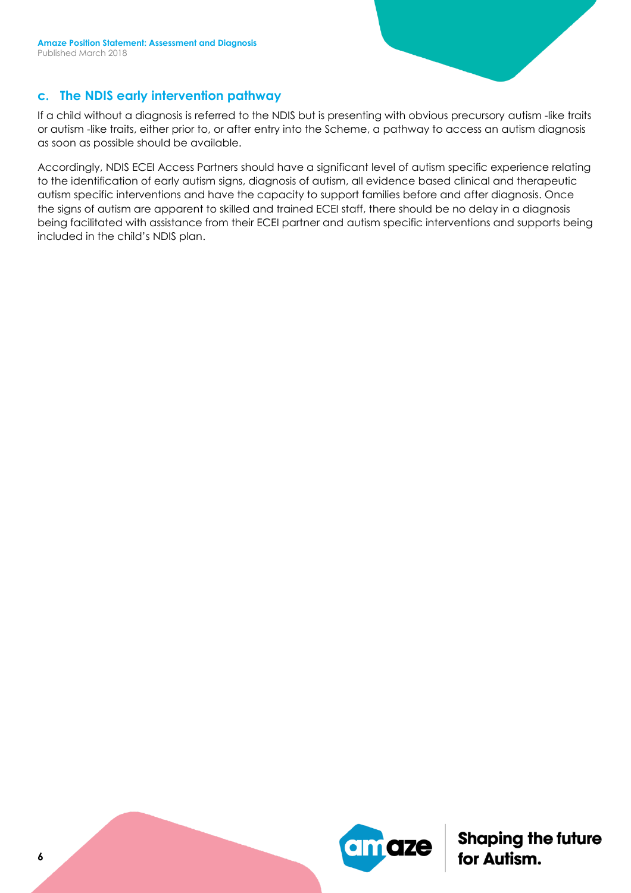## c. The NDIS early intervention pathway

If a child without a diagnosis is referred to the NDIS but is presenting with obvious precursory autism -like traits or autism -like traits, either prior to, or after entry into the Scheme, a pathway to access an autism diagnosis as soon as possible should be available.

Accordingly, NDIS ECEI Access Partners should have a significant level of autism specific experience relating to the identification of early autism signs, diagnosis of autism, all evidence based clinical and therapeutic autism specific interventions and have the capacity to support families before and after diagnosis. Once the signs of autism are apparent to skilled and trained ECEI staff, there should be no delay in a diagnosis being facilitated with assistance from their ECEI partner and autism specific interventions and supports being included in the child's NDIS plan.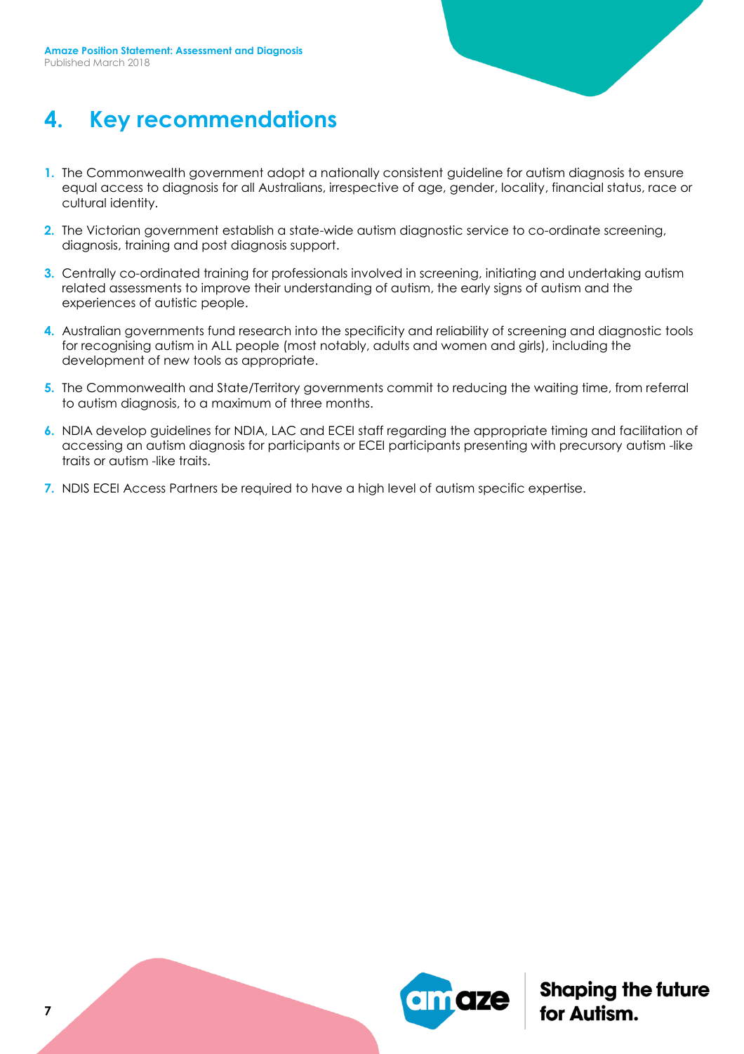# 4. Key recommendations

1. The Commonwealth government adopt a nationally consistent guideline for autism diagnosis to ensure equal access to diagnosis for all Australians, irrespective of age, gender, locality, financial status, race or cultural identity.
2. The Victorian government establish a state-wide autism diagnostic service to co-ordinate screening, diagnosis, training and post diagnosis support.
3. Centrally co-ordinated training for professionals involved in screening, initiating and undertaking autism related assessments to improve their understanding of autism, the early signs of autism and the experiences of autistic people.
4. Australian governments fund research into the specificity and reliability of screening and diagnostic tools for recognising autism in ALL people (most notably, adults and women and girls), including the development of new tools as appropriate.
5. The Commonwealth and State/Territory governments commit to reducing the waiting time, from referral to autism diagnosis, to a maximum of three months.
6. NDIA develop guidelines for NDIA, LAC and ECEI staff regarding the appropriate timing and facilitation of accessing an autism diagnosis for participants or ECEI participants presenting with precursory autism -like traits or autism -like traits.
7. NDIS ECEI Access Partners be required to have a high level of autism specific expertise.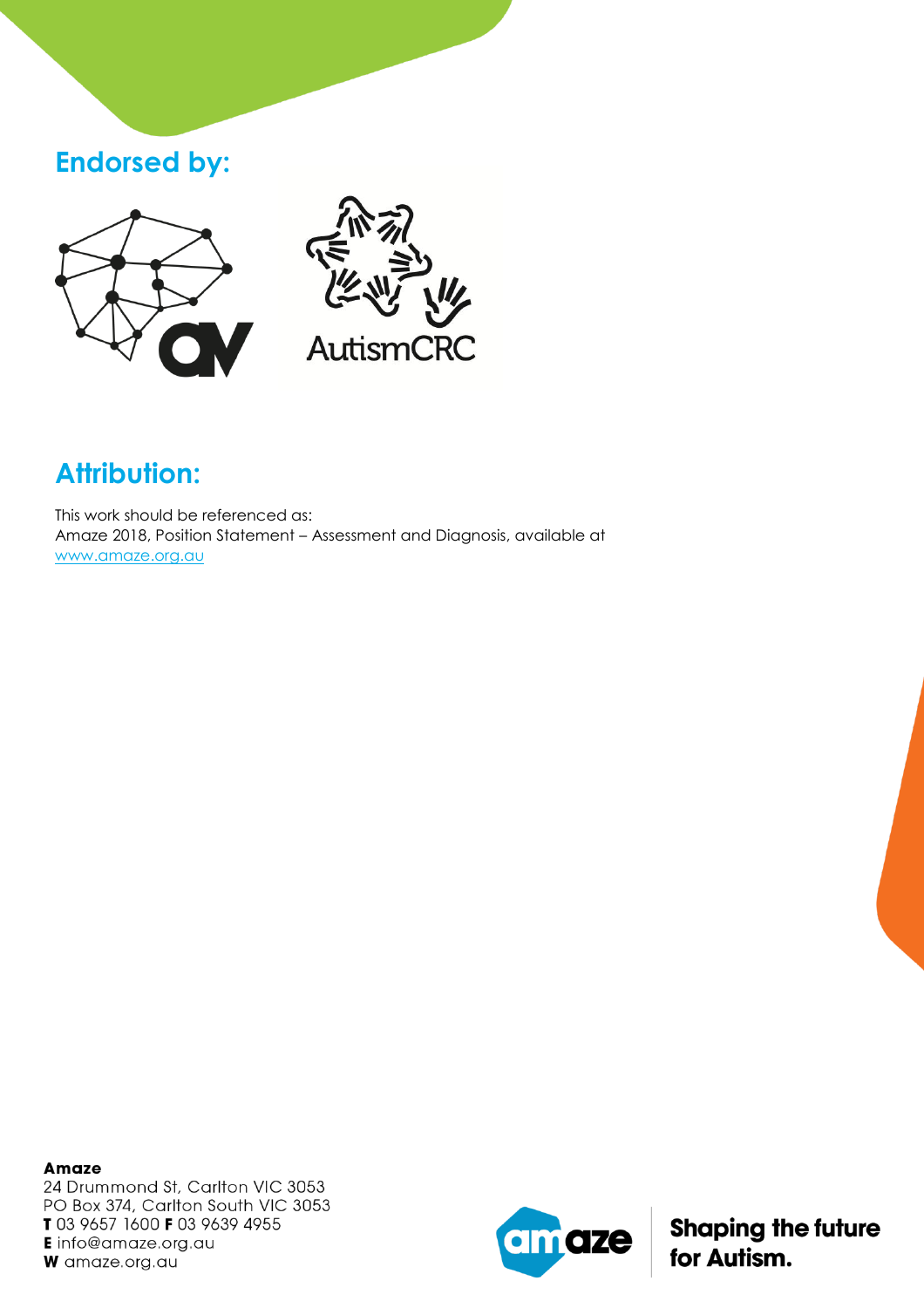## Endorsed by:

AutismCRC

## Attribution:

This work should be referenced as:
Amaze 2018, Position Statement – Assessment and Diagnosis, available at [www.amaze.org.au](http://www.amaze.org.au)

**Amaze**
24 Drummond St, Carlton VIC 3053
PO Box 374, Carlton South VIC 3053
**T** 03 9657 1600 **F** 03 9639 4955
**E** info@amaze.org.au
**W** amaze.org.au

**Shaping the future for Autism.**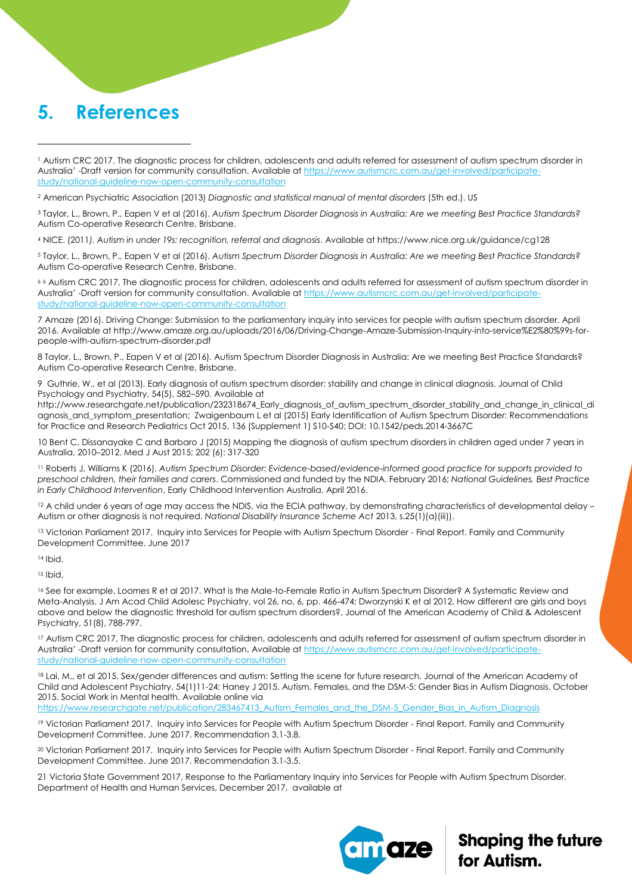# 5. References

[1] Autism CRC 2017. The diagnostic process for children, adolescents and adults referred for assessment of autism spectrum disorder in Australia' -Draft version for community consultation. Available at https://www.autismcrc.com.au/get-involved/participate-study/national-guideline-now-open-community-consultation

[2] American Psychiatric Association (2013) *Diagnostic and statistical manual of mental disorders* (5th ed.). US

[3] Taylor, L., Brown, P., Eapen V et al (2016). *Autism Spectrum Disorder Diagnosis in Australia: Are we meeting Best Practice Standards?* Autism Co-operative Research Centre, Brisbane.

[4] NICE. (2011*). Autism in under 19s: recognition, referral and diagnosis*. Available at https://www.nice.org.uk/guidance/cg128

[5] Taylor, L., Brown, P., Eapen V et al (2016). *Autism Spectrum Disorder Diagnosis in Australia: Are we meeting Best Practice Standards?* Autism Co-operative Research Centre, Brisbane.

[6] 6 Autism CRC 2017, The diagnostic process for children, adolescents and adults referred for assessment of autism spectrum disorder in Australia' -Draft version for community consultation. Available at https://www.autismcrc.com.au/get-involved/participate-study/national-guideline-now-open-community-consultation

7 Amaze (2016). Driving Change: Submission to the parliamentary inquiry into services for people with autism spectrum disorder. April 2016. Available at http://www.amaze.org.au/uploads/2016/06/Driving-Change-Amaze-Submission-Inquiry-into-service%E2%80%99s-for-people-with-autism-spectrum-disorder.pdf

8 Taylor, L., Brown, P., Eapen V et al (2016). Autism Spectrum Disorder Diagnosis in Australia: Are we meeting Best Practice Standards? Autism Co-operative Research Centre, Brisbane.

9 Guthrie, W., et al (2013). Early diagnosis of autism spectrum disorder: stability and change in clinical diagnosis. Journal of Child Psychology and Psychiatry, 54(5), 582–590. Available at http://www.researchgate.net/publication/232318674_Early_diagnosis_of_autism_spectrum_disorder_stability_and_change_in_clinical_diagnosis_and_symptom_presentation; Zwaigenbaum L et al (2015) Early Identification of Autism Spectrum Disorder: Recommendations for Practice and Research Pediatrics Oct 2015, 136 (Supplement 1) S10-S40; DOI: 10.1542/peds.2014-3667C

10 Bent C, Dissanayake C and Barbaro J (2015) Mapping the diagnosis of autism spectrum disorders in children aged under 7 years in Australia, 2010–2012. Med J Aust 2015; 202 (6): 317-320

[11] Roberts J, Williams K (2016). *Autism Spectrum Disorder: Evidence-based/evidence-informed good practice for supports provided to preschool children, their families and carers*. Commissioned and funded by the NDIA. February 2016; *National Guidelines, Best Practice in Early Childhood Intervention*, Early Childhood Intervention Australia. April 2016.

[12] A child under 6 years of age may access the NDIS, via the ECIA pathway, by demonstrating characteristics of developmental delay – Autism or other diagnosis is not required. *National Disability Insurance Scheme Act* 2013, s.25(1)(a)(iii)).

[13] Victorian Parliament 2017. Inquiry into Services for People with Autism Spectrum Disorder - Final Report. Family and Community Development Committee. June 2017

[14] Ibid.

[15] Ibid.

[16] See for example, Loomes R et al 2017. What is the Male-to-Female Ratio in Autism Spectrum Disorder? A Systematic Review and Meta-Analysis. J Am Acad Child Adolesc Psychiatry, vol 26, no, 6, pp. 466-474; Dworzynski K et al 2012. How different are girls and boys above and below the diagnostic threshold for autism spectrum disorders?, Journal of the American Academy of Child & Adolescent Psychiatry, 51(8), 788-797.

[17] Autism CRC 2017, The diagnostic process for children, adolescents and adults referred for assessment of autism spectrum disorder in Australia' -Draft version for community consultation. Available at https://www.autismcrc.com.au/get-involved/participate-study/national-guideline-now-open-community-consultation

[18] Lai, M., et al 2015. Sex/gender differences and autism: Setting the scene for future research. Journal of the American Academy of Child and Adolescent Psychiatry, 54(1)11-24; Haney J 2015. Autism, Females, and the DSM-5: Gender Bias in Autism Diagnosis. October 2015. Social Work in Mental health. Available online via https://www.researchgate.net/publication/283467413_Autism_Females_and_the_DSM-5_Gender_Bias_in_Autism_Diagnosis

[19] Victorian Parliament 2017. Inquiry into Services for People with Autism Spectrum Disorder - Final Report. Family and Community Development Committee. June 2017. Recommendation 3.1-3.8.

[20] Victorian Parliament 2017. Inquiry into Services for People with Autism Spectrum Disorder - Final Report. Family and Community Development Committee. June 2017. Recommendation 3.1-3.5.

21 Victoria State Government 2017, Response to the Parliamentary Inquiry into Services for People with Autism Spectrum Disorder. Department of Health and Human Services, December 2017, available at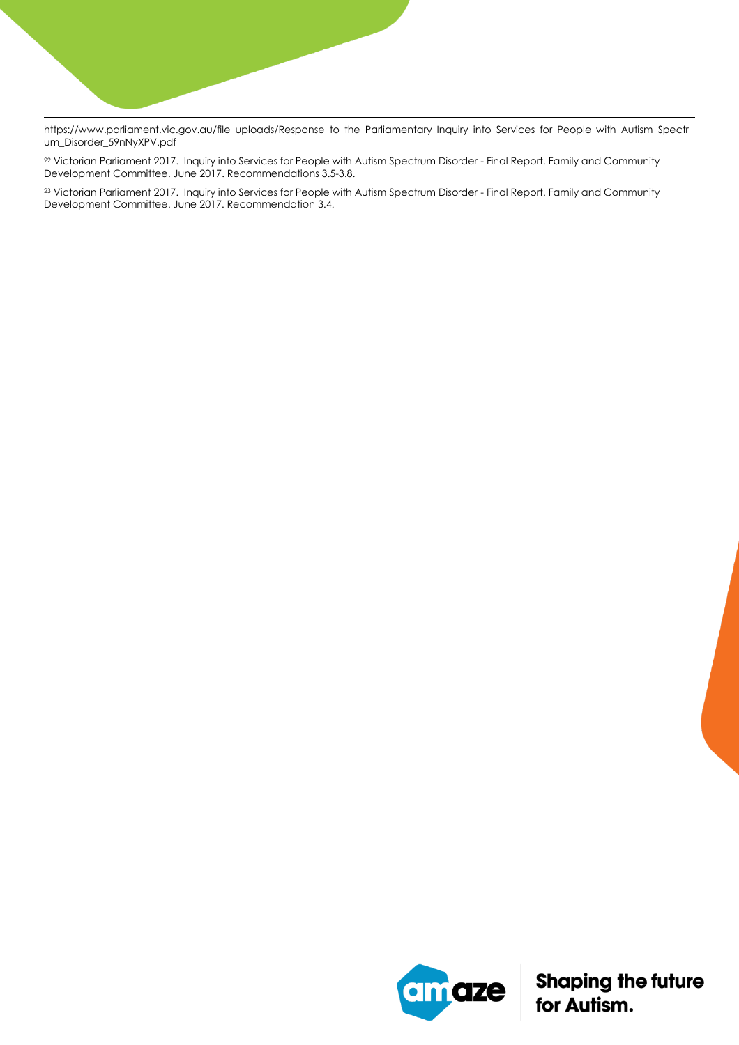https://www.parliament.vic.gov.au/file_uploads/Response_to_the_Parliamentary_Inquiry_into_Services_for_People_with_Autism_Spectrum_Disorder_59nNyXPV.pdf

[22] Victorian Parliament 2017. Inquiry into Services for People with Autism Spectrum Disorder - Final Report. Family and Community Development Committee. June 2017. Recommendations 3.5-3.8.

[23] Victorian Parliament 2017. Inquiry into Services for People with Autism Spectrum Disorder - Final Report. Family and Community Development Committee. June 2017. Recommendation 3.4.